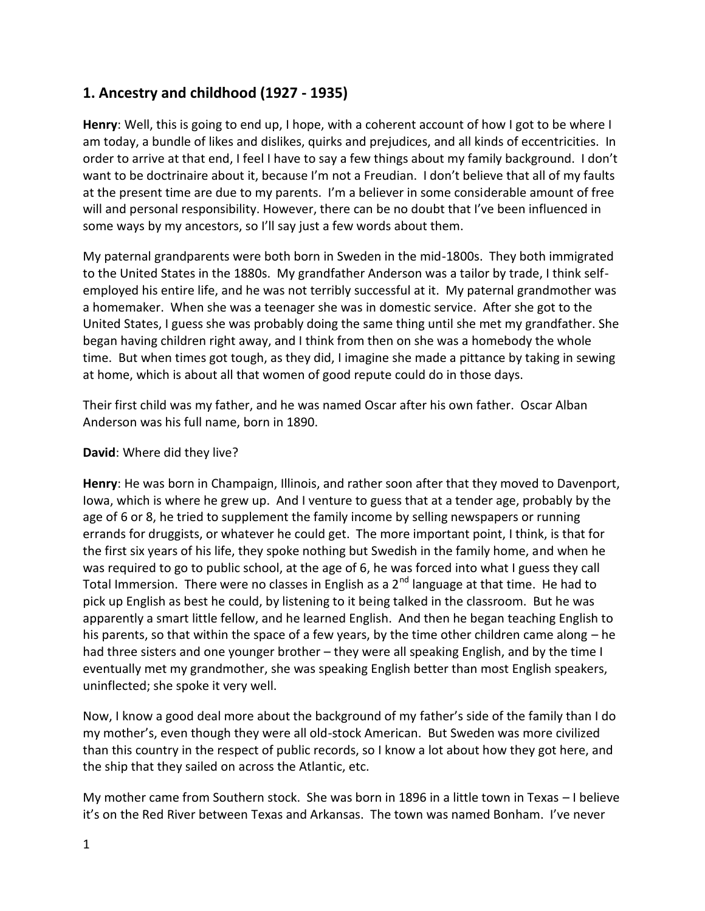## 1. Ancestry and childhood (1927 - 1935)

**Henry**: Well, this is going to end up, I hope, with a coherent account of how I got to be where I am today, a bundle of likes and dislikes, quirks and prejudices, and all kinds of eccentricities. In order to arrive at that end, I feel I have to say a few things about my family background. I don't want to be doctrinaire about it, because I'm not a Freudian. I don't believe that all of my faults at the present time are due to my parents. I'm a believer in some considerable amount of free will and personal responsibility. However, there can be no doubt that I've been influenced in some ways by my ancestors, so I'll say just a few words about them.

My paternal grandparents were both born in Sweden in the mid-1800s. They both immigrated to the United States in the 1880s. My grandfather Anderson was a tailor by trade, I think self-employed his entire life, and he was not terribly successful at it. My paternal grandmother was a homemaker. When she was a teenager she was in domestic service. After she got to the United States, I guess she was probably doing the same thing until she met my grandfather. She began having children right away, and I think from then on she was a homebody the whole time. But when times got tough, as they did, I imagine she made a pittance by taking in sewing at home, which is about all that women of good repute could do in those days.

Their first child was my father, and he was named Oscar after his own father. Oscar Alban Anderson was his full name, born in 1890.

**David**: Where did they live?

**Henry**: He was born in Champaign, Illinois, and rather soon after that they moved to Davenport, Iowa, which is where he grew up. And I venture to guess that at a tender age, probably by the age of 6 or 8, he tried to supplement the family income by selling newspapers or running errands for druggists, or whatever he could get. The more important point, I think, is that for the first six years of his life, they spoke nothing but Swedish in the family home, and when he was required to go to public school, at the age of 6, he was forced into what I guess they call Total Immersion. There were no classes in English as a 2nd language at that time. He had to pick up English as best he could, by listening to it being talked in the classroom. But he was apparently a smart little fellow, and he learned English. And then he began teaching English to his parents, so that within the space of a few years, by the time other children came along – he had three sisters and one younger brother – they were all speaking English, and by the time I eventually met my grandmother, she was speaking English better than most English speakers, uninflected; she spoke it very well.

Now, I know a good deal more about the background of my father's side of the family than I do my mother's, even though they were all old-stock American. But Sweden was more civilized than this country in the respect of public records, so I know a lot about how they got here, and the ship that they sailed on across the Atlantic, etc.

My mother came from Southern stock. She was born in 1896 in a little town in Texas – I believe it's on the Red River between Texas and Arkansas. The town was named Bonham. I've never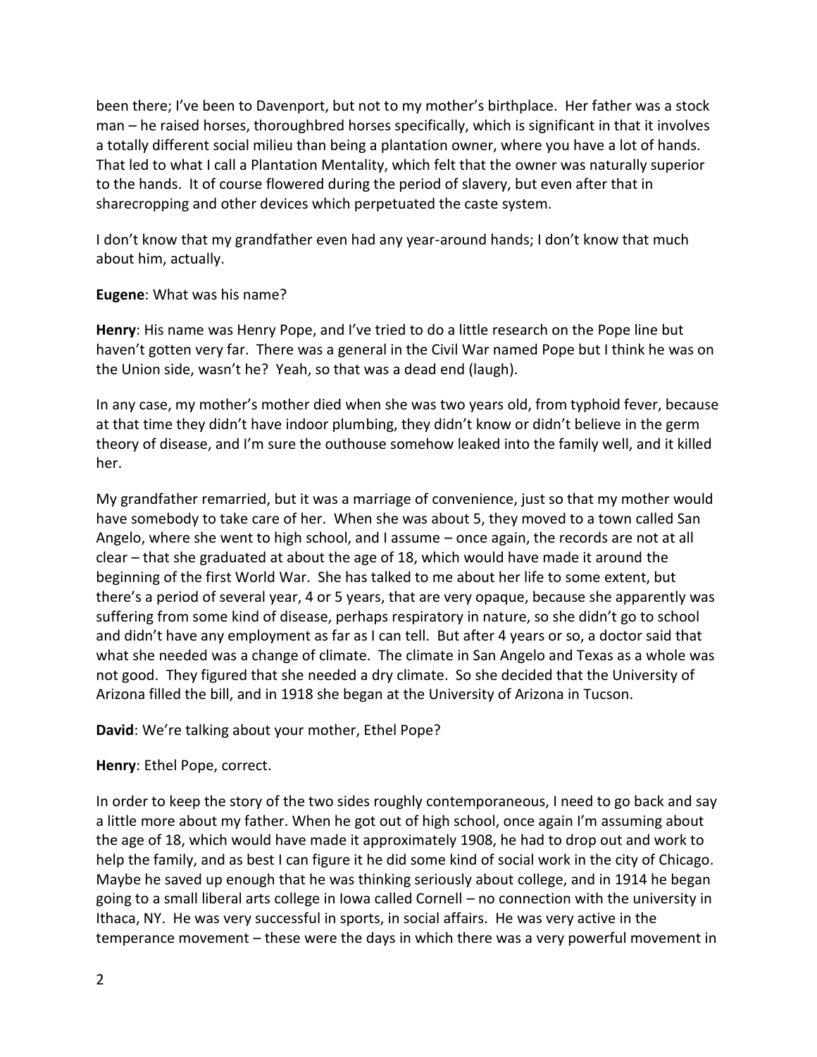been there; I've been to Davenport, but not to my mother's birthplace. Her father was a stock man – he raised horses, thoroughbred horses specifically, which is significant in that it involves a totally different social milieu than being a plantation owner, where you have a lot of hands. That led to what I call a Plantation Mentality, which felt that the owner was naturally superior to the hands. It of course flowered during the period of slavery, but even after that in sharecropping and other devices which perpetuated the caste system.

I don't know that my grandfather even had any year-around hands; I don't know that much about him, actually.

**Eugene**: What was his name?

**Henry**: His name was Henry Pope, and I've tried to do a little research on the Pope line but haven't gotten very far. There was a general in the Civil War named Pope but I think he was on the Union side, wasn't he? Yeah, so that was a dead end (laugh).

In any case, my mother's mother died when she was two years old, from typhoid fever, because at that time they didn't have indoor plumbing, they didn't know or didn't believe in the germ theory of disease, and I'm sure the outhouse somehow leaked into the family well, and it killed her.

My grandfather remarried, but it was a marriage of convenience, just so that my mother would have somebody to take care of her. When she was about 5, they moved to a town called San Angelo, where she went to high school, and I assume – once again, the records are not at all clear – that she graduated at about the age of 18, which would have made it around the beginning of the first World War. She has talked to me about her life to some extent, but there's a period of several year, 4 or 5 years, that are very opaque, because she apparently was suffering from some kind of disease, perhaps respiratory in nature, so she didn't go to school and didn't have any employment as far as I can tell. But after 4 years or so, a doctor said that what she needed was a change of climate. The climate in San Angelo and Texas as a whole was not good. They figured that she needed a dry climate. So she decided that the University of Arizona filled the bill, and in 1918 she began at the University of Arizona in Tucson.

**David**: We're talking about your mother, Ethel Pope?

**Henry**: Ethel Pope, correct.

In order to keep the story of the two sides roughly contemporaneous, I need to go back and say a little more about my father. When he got out of high school, once again I'm assuming about the age of 18, which would have made it approximately 1908, he had to drop out and work to help the family, and as best I can figure it he did some kind of social work in the city of Chicago. Maybe he saved up enough that he was thinking seriously about college, and in 1914 he began going to a small liberal arts college in Iowa called Cornell – no connection with the university in Ithaca, NY. He was very successful in sports, in social affairs. He was very active in the temperance movement – these were the days in which there was a very powerful movement in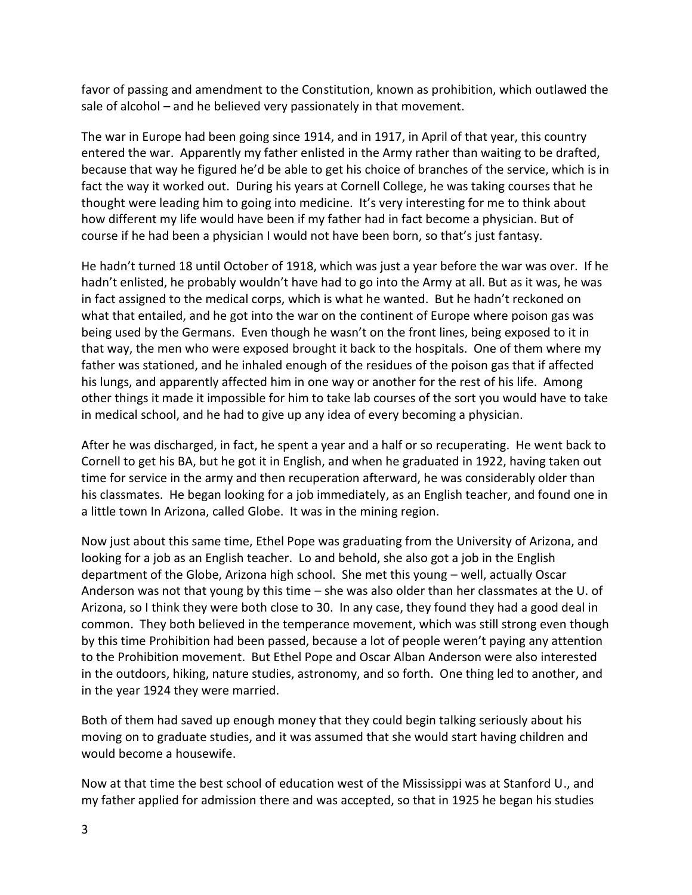favor of passing and amendment to the Constitution, known as prohibition, which outlawed the sale of alcohol – and he believed very passionately in that movement.

The war in Europe had been going since 1914, and in 1917, in April of that year, this country entered the war. Apparently my father enlisted in the Army rather than waiting to be drafted, because that way he figured he'd be able to get his choice of branches of the service, which is in fact the way it worked out. During his years at Cornell College, he was taking courses that he thought were leading him to going into medicine. It's very interesting for me to think about how different my life would have been if my father had in fact become a physician. But of course if he had been a physician I would not have been born, so that's just fantasy.

He hadn't turned 18 until October of 1918, which was just a year before the war was over. If he hadn't enlisted, he probably wouldn't have had to go into the Army at all. But as it was, he was in fact assigned to the medical corps, which is what he wanted. But he hadn't reckoned on what that entailed, and he got into the war on the continent of Europe where poison gas was being used by the Germans. Even though he wasn't on the front lines, being exposed to it in that way, the men who were exposed brought it back to the hospitals. One of them where my father was stationed, and he inhaled enough of the residues of the poison gas that if affected his lungs, and apparently affected him in one way or another for the rest of his life. Among other things it made it impossible for him to take lab courses of the sort you would have to take in medical school, and he had to give up any idea of every becoming a physician.

After he was discharged, in fact, he spent a year and a half or so recuperating. He went back to Cornell to get his BA, but he got it in English, and when he graduated in 1922, having taken out time for service in the army and then recuperation afterward, he was considerably older than his classmates. He began looking for a job immediately, as an English teacher, and found one in a little town In Arizona, called Globe. It was in the mining region.

Now just about this same time, Ethel Pope was graduating from the University of Arizona, and looking for a job as an English teacher. Lo and behold, she also got a job in the English department of the Globe, Arizona high school. She met this young – well, actually Oscar Anderson was not that young by this time – she was also older than her classmates at the U. of Arizona, so I think they were both close to 30. In any case, they found they had a good deal in common. They both believed in the temperance movement, which was still strong even though by this time Prohibition had been passed, because a lot of people weren't paying any attention to the Prohibition movement. But Ethel Pope and Oscar Alban Anderson were also interested in the outdoors, hiking, nature studies, astronomy, and so forth. One thing led to another, and in the year 1924 they were married.

Both of them had saved up enough money that they could begin talking seriously about his moving on to graduate studies, and it was assumed that she would start having children and would become a housewife.

Now at that time the best school of education west of the Mississippi was at Stanford U., and my father applied for admission there and was accepted, so that in 1925 he began his studies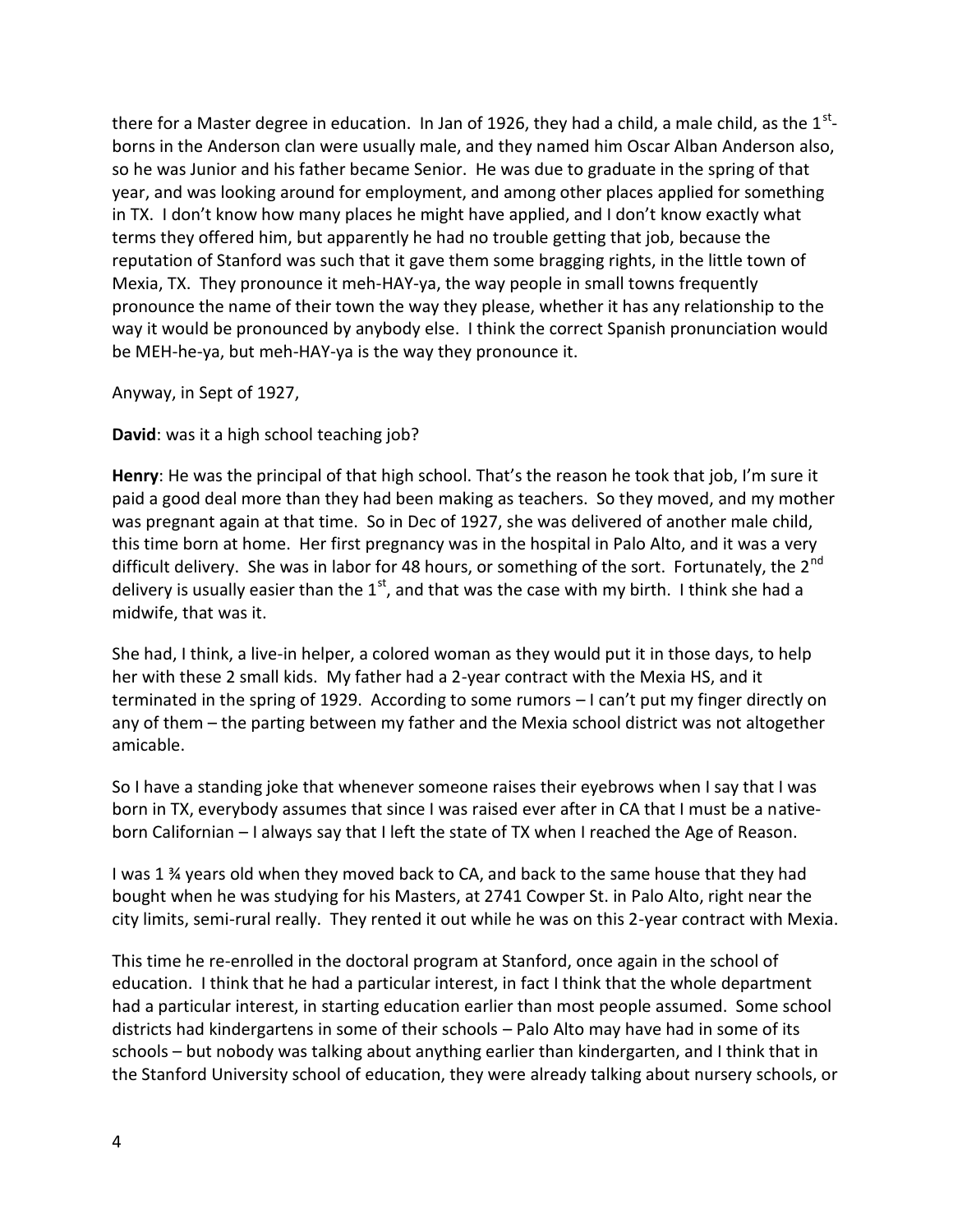there for a Master degree in education. In Jan of 1926, they had a child, a male child, as the 1st-borns in the Anderson clan were usually male, and they named him Oscar Alban Anderson also, so he was Junior and his father became Senior. He was due to graduate in the spring of that year, and was looking around for employment, and among other places applied for something in TX. I don't know how many places he might have applied, and I don't know exactly what terms they offered him, but apparently he had no trouble getting that job, because the reputation of Stanford was such that it gave them some bragging rights, in the little town of Mexia, TX. They pronounce it meh-HAY-ya, the way people in small towns frequently pronounce the name of their town the way they please, whether it has any relationship to the way it would be pronounced by anybody else. I think the correct Spanish pronunciation would be MEH-he-ya, but meh-HAY-ya is the way they pronounce it.

Anyway, in Sept of 1927,

**David**: was it a high school teaching job?

**Henry**: He was the principal of that high school. That's the reason he took that job, I'm sure it paid a good deal more than they had been making as teachers. So they moved, and my mother was pregnant again at that time. So in Dec of 1927, she was delivered of another male child, this time born at home. Her first pregnancy was in the hospital in Palo Alto, and it was a very difficult delivery. She was in labor for 48 hours, or something of the sort. Fortunately, the 2nd delivery is usually easier than the 1st, and that was the case with my birth. I think she had a midwife, that was it.

She had, I think, a live-in helper, a colored woman as they would put it in those days, to help her with these 2 small kids. My father had a 2-year contract with the Mexia HS, and it terminated in the spring of 1929. According to some rumors – I can't put my finger directly on any of them – the parting between my father and the Mexia school district was not altogether amicable.

So I have a standing joke that whenever someone raises their eyebrows when I say that I was born in TX, everybody assumes that since I was raised ever after in CA that I must be a native-born Californian – I always say that I left the state of TX when I reached the Age of Reason.

I was 1 ¾ years old when they moved back to CA, and back to the same house that they had bought when he was studying for his Masters, at 2741 Cowper St. in Palo Alto, right near the city limits, semi-rural really. They rented it out while he was on this 2-year contract with Mexia.

This time he re-enrolled in the doctoral program at Stanford, once again in the school of education. I think that he had a particular interest, in fact I think that the whole department had a particular interest, in starting education earlier than most people assumed. Some school districts had kindergartens in some of their schools – Palo Alto may have had in some of its schools – but nobody was talking about anything earlier than kindergarten, and I think that in the Stanford University school of education, they were already talking about nursery schools, or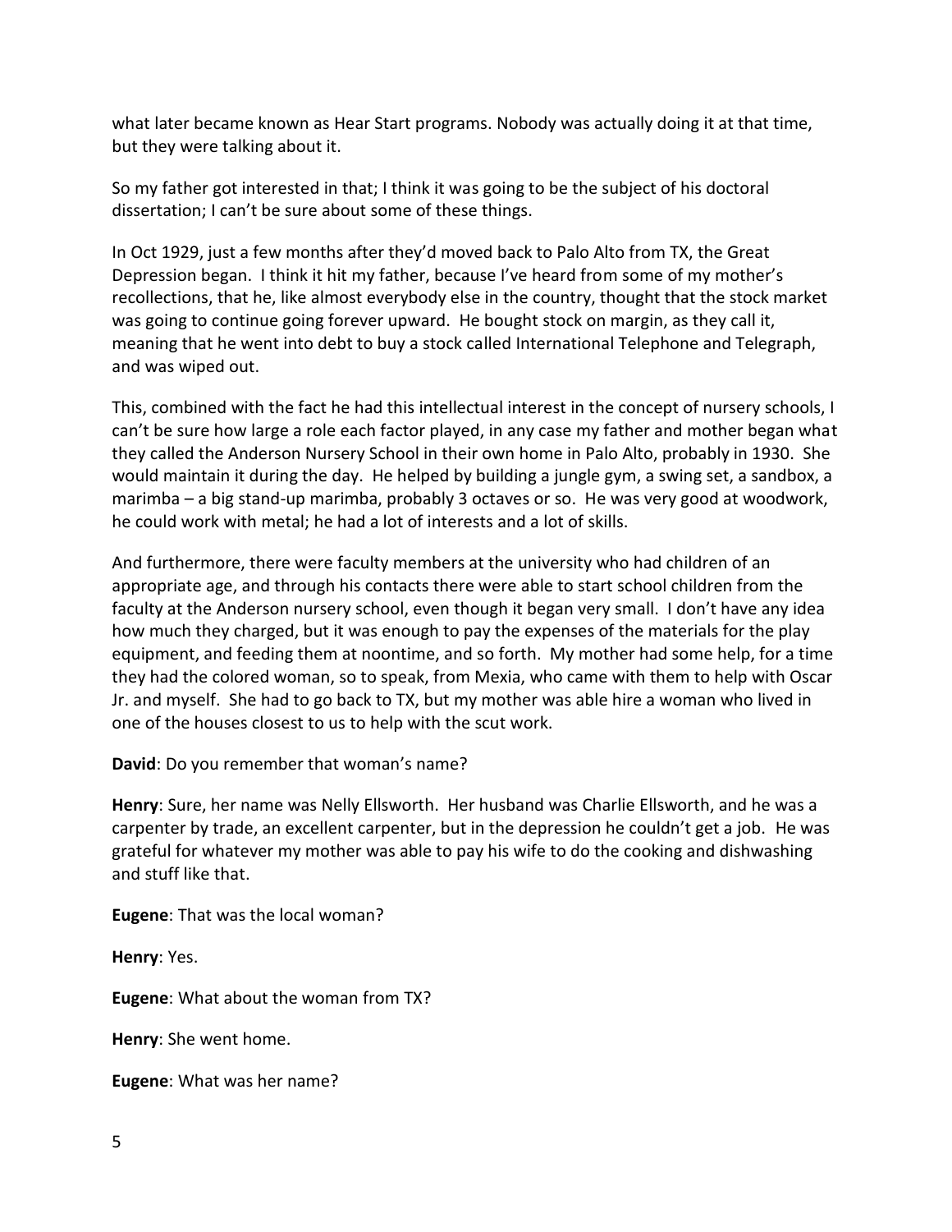what later became known as Hear Start programs. Nobody was actually doing it at that time, but they were talking about it.

So my father got interested in that; I think it was going to be the subject of his doctoral dissertation; I can't be sure about some of these things.

In Oct 1929, just a few months after they'd moved back to Palo Alto from TX, the Great Depression began. I think it hit my father, because I've heard from some of my mother's recollections, that he, like almost everybody else in the country, thought that the stock market was going to continue going forever upward. He bought stock on margin, as they call it, meaning that he went into debt to buy a stock called International Telephone and Telegraph, and was wiped out.

This, combined with the fact he had this intellectual interest in the concept of nursery schools, I can't be sure how large a role each factor played, in any case my father and mother began what they called the Anderson Nursery School in their own home in Palo Alto, probably in 1930. She would maintain it during the day. He helped by building a jungle gym, a swing set, a sandbox, a marimba – a big stand-up marimba, probably 3 octaves or so. He was very good at woodwork, he could work with metal; he had a lot of interests and a lot of skills.

And furthermore, there were faculty members at the university who had children of an appropriate age, and through his contacts there were able to start school children from the faculty at the Anderson nursery school, even though it began very small. I don't have any idea how much they charged, but it was enough to pay the expenses of the materials for the play equipment, and feeding them at noontime, and so forth. My mother had some help, for a time they had the colored woman, so to speak, from Mexia, who came with them to help with Oscar Jr. and myself. She had to go back to TX, but my mother was able hire a woman who lived in one of the houses closest to us to help with the scut work.

**David**: Do you remember that woman's name?

**Henry**: Sure, her name was Nelly Ellsworth. Her husband was Charlie Ellsworth, and he was a carpenter by trade, an excellent carpenter, but in the depression he couldn't get a job. He was grateful for whatever my mother was able to pay his wife to do the cooking and dishwashing and stuff like that.

**Eugene**: That was the local woman?

**Henry**: Yes.

**Eugene**: What about the woman from TX?

**Henry**: She went home.

**Eugene**: What was her name?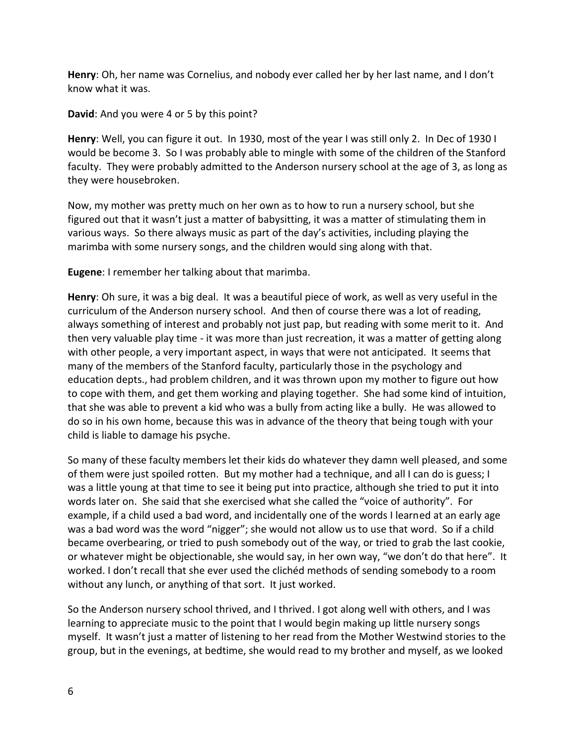**Henry**: Oh, her name was Cornelius, and nobody ever called her by her last name, and I don't know what it was.

**David**: And you were 4 or 5 by this point?

**Henry**: Well, you can figure it out. In 1930, most of the year I was still only 2. In Dec of 1930 I would be become 3. So I was probably able to mingle with some of the children of the Stanford faculty. They were probably admitted to the Anderson nursery school at the age of 3, as long as they were housebroken.

Now, my mother was pretty much on her own as to how to run a nursery school, but she figured out that it wasn't just a matter of babysitting, it was a matter of stimulating them in various ways. So there always music as part of the day's activities, including playing the marimba with some nursery songs, and the children would sing along with that.

**Eugene**: I remember her talking about that marimba.

**Henry**: Oh sure, it was a big deal. It was a beautiful piece of work, as well as very useful in the curriculum of the Anderson nursery school. And then of course there was a lot of reading, always something of interest and probably not just pap, but reading with some merit to it. And then very valuable play time - it was more than just recreation, it was a matter of getting along with other people, a very important aspect, in ways that were not anticipated. It seems that many of the members of the Stanford faculty, particularly those in the psychology and education depts., had problem children, and it was thrown upon my mother to figure out how to cope with them, and get them working and playing together. She had some kind of intuition, that she was able to prevent a kid who was a bully from acting like a bully. He was allowed to do so in his own home, because this was in advance of the theory that being tough with your child is liable to damage his psyche.

So many of these faculty members let their kids do whatever they damn well pleased, and some of them were just spoiled rotten. But my mother had a technique, and all I can do is guess; I was a little young at that time to see it being put into practice, although she tried to put it into words later on. She said that she exercised what she called the "voice of authority". For example, if a child used a bad word, and incidentally one of the words I learned at an early age was a bad word was the word "nigger"; she would not allow us to use that word. So if a child became overbearing, or tried to push somebody out of the way, or tried to grab the last cookie, or whatever might be objectionable, she would say, in her own way, "we don't do that here". It worked. I don't recall that she ever used the clichéd methods of sending somebody to a room without any lunch, or anything of that sort. It just worked.

So the Anderson nursery school thrived, and I thrived. I got along well with others, and I was learning to appreciate music to the point that I would begin making up little nursery songs myself. It wasn't just a matter of listening to her read from the Mother Westwind stories to the group, but in the evenings, at bedtime, she would read to my brother and myself, as we looked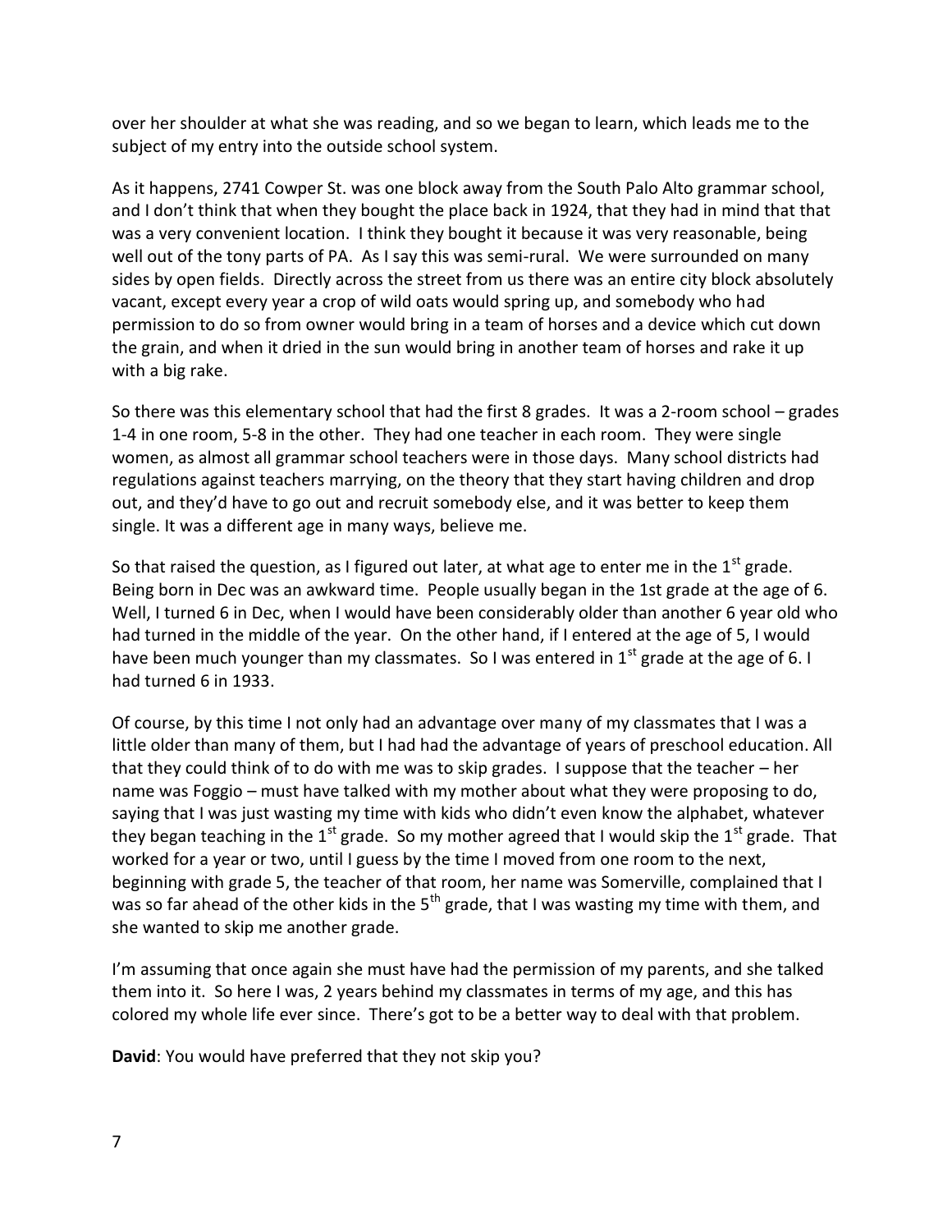over her shoulder at what she was reading, and so we began to learn, which leads me to the subject of my entry into the outside school system.

As it happens, 2741 Cowper St. was one block away from the South Palo Alto grammar school, and I don't think that when they bought the place back in 1924, that they had in mind that that was a very convenient location. I think they bought it because it was very reasonable, being well out of the tony parts of PA. As I say this was semi-rural. We were surrounded on many sides by open fields. Directly across the street from us there was an entire city block absolutely vacant, except every year a crop of wild oats would spring up, and somebody who had permission to do so from owner would bring in a team of horses and a device which cut down the grain, and when it dried in the sun would bring in another team of horses and rake it up with a big rake.

So there was this elementary school that had the first 8 grades. It was a 2-room school – grades 1-4 in one room, 5-8 in the other. They had one teacher in each room. They were single women, as almost all grammar school teachers were in those days. Many school districts had regulations against teachers marrying, on the theory that they start having children and drop out, and they'd have to go out and recruit somebody else, and it was better to keep them single. It was a different age in many ways, believe me.

So that raised the question, as I figured out later, at what age to enter me in the 1st grade. Being born in Dec was an awkward time. People usually began in the 1st grade at the age of 6. Well, I turned 6 in Dec, when I would have been considerably older than another 6 year old who had turned in the middle of the year. On the other hand, if I entered at the age of 5, I would have been much younger than my classmates. So I was entered in 1st grade at the age of 6. I had turned 6 in 1933.

Of course, by this time I not only had an advantage over many of my classmates that I was a little older than many of them, but I had had the advantage of years of preschool education. All that they could think of to do with me was to skip grades. I suppose that the teacher – her name was Foggio – must have talked with my mother about what they were proposing to do, saying that I was just wasting my time with kids who didn't even know the alphabet, whatever they began teaching in the 1st grade. So my mother agreed that I would skip the 1st grade. That worked for a year or two, until I guess by the time I moved from one room to the next, beginning with grade 5, the teacher of that room, her name was Somerville, complained that I was so far ahead of the other kids in the 5th grade, that I was wasting my time with them, and she wanted to skip me another grade.

I'm assuming that once again she must have had the permission of my parents, and she talked them into it. So here I was, 2 years behind my classmates in terms of my age, and this has colored my whole life ever since. There's got to be a better way to deal with that problem.

**David**: You would have preferred that they not skip you?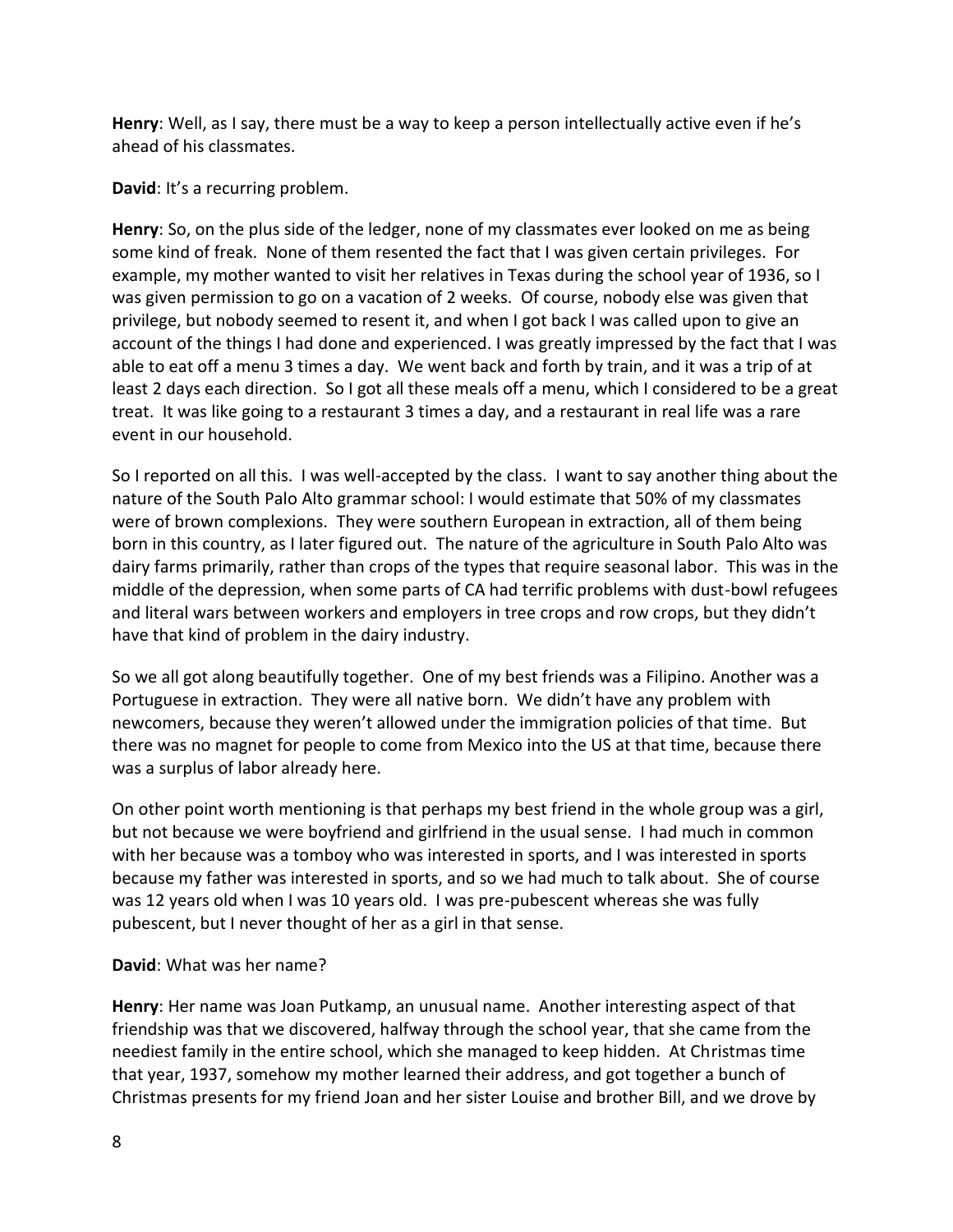**Henry**: Well, as I say, there must be a way to keep a person intellectually active even if he's ahead of his classmates.

**David**: It's a recurring problem.

**Henry**: So, on the plus side of the ledger, none of my classmates ever looked on me as being some kind of freak. None of them resented the fact that I was given certain privileges. For example, my mother wanted to visit her relatives in Texas during the school year of 1936, so I was given permission to go on a vacation of 2 weeks. Of course, nobody else was given that privilege, but nobody seemed to resent it, and when I got back I was called upon to give an account of the things I had done and experienced. I was greatly impressed by the fact that I was able to eat off a menu 3 times a day. We went back and forth by train, and it was a trip of at least 2 days each direction. So I got all these meals off a menu, which I considered to be a great treat. It was like going to a restaurant 3 times a day, and a restaurant in real life was a rare event in our household.

So I reported on all this. I was well-accepted by the class. I want to say another thing about the nature of the South Palo Alto grammar school: I would estimate that 50% of my classmates were of brown complexions. They were southern European in extraction, all of them being born in this country, as I later figured out. The nature of the agriculture in South Palo Alto was dairy farms primarily, rather than crops of the types that require seasonal labor. This was in the middle of the depression, when some parts of CA had terrific problems with dust-bowl refugees and literal wars between workers and employers in tree crops and row crops, but they didn't have that kind of problem in the dairy industry.

So we all got along beautifully together. One of my best friends was a Filipino. Another was a Portuguese in extraction. They were all native born. We didn't have any problem with newcomers, because they weren't allowed under the immigration policies of that time. But there was no magnet for people to come from Mexico into the US at that time, because there was a surplus of labor already here.

On other point worth mentioning is that perhaps my best friend in the whole group was a girl, but not because we were boyfriend and girlfriend in the usual sense. I had much in common with her because was a tomboy who was interested in sports, and I was interested in sports because my father was interested in sports, and so we had much to talk about. She of course was 12 years old when I was 10 years old. I was pre-pubescent whereas she was fully pubescent, but I never thought of her as a girl in that sense.

**David**: What was her name?

**Henry**: Her name was Joan Putkamp, an unusual name. Another interesting aspect of that friendship was that we discovered, halfway through the school year, that she came from the neediest family in the entire school, which she managed to keep hidden. At Christmas time that year, 1937, somehow my mother learned their address, and got together a bunch of Christmas presents for my friend Joan and her sister Louise and brother Bill, and we drove by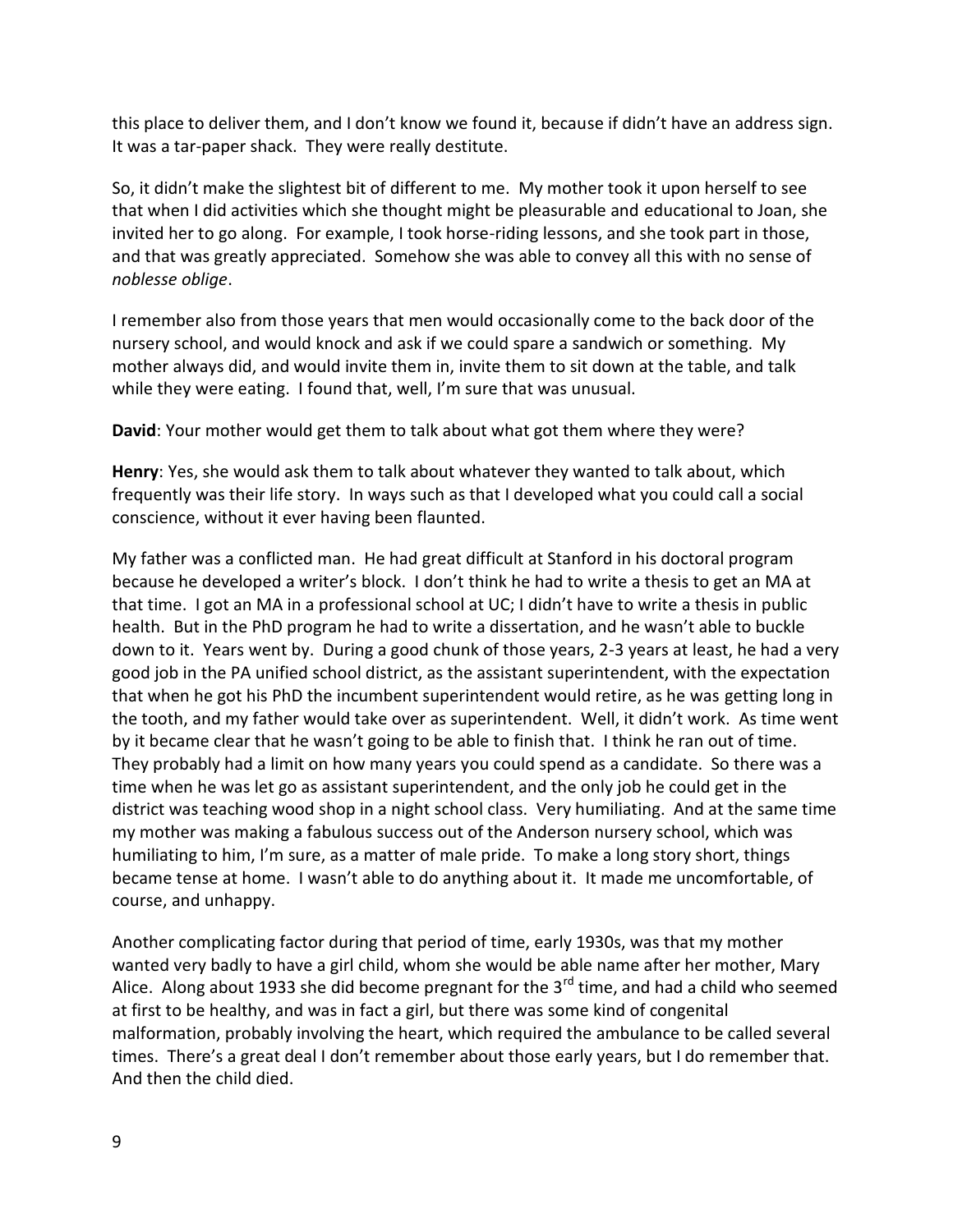this place to deliver them, and I don't know we found it, because if didn't have an address sign. It was a tar-paper shack. They were really destitute.

So, it didn't make the slightest bit of different to me. My mother took it upon herself to see that when I did activities which she thought might be pleasurable and educational to Joan, she invited her to go along. For example, I took horse-riding lessons, and she took part in those, and that was greatly appreciated. Somehow she was able to convey all this with no sense of *noblesse oblige*.

I remember also from those years that men would occasionally come to the back door of the nursery school, and would knock and ask if we could spare a sandwich or something. My mother always did, and would invite them in, invite them to sit down at the table, and talk while they were eating. I found that, well, I'm sure that was unusual.

**David**: Your mother would get them to talk about what got them where they were?

**Henry**: Yes, she would ask them to talk about whatever they wanted to talk about, which frequently was their life story. In ways such as that I developed what you could call a social conscience, without it ever having been flaunted.

My father was a conflicted man. He had great difficult at Stanford in his doctoral program because he developed a writer's block. I don't think he had to write a thesis to get an MA at that time. I got an MA in a professional school at UC; I didn't have to write a thesis in public health. But in the PhD program he had to write a dissertation, and he wasn't able to buckle down to it. Years went by. During a good chunk of those years, 2-3 years at least, he had a very good job in the PA unified school district, as the assistant superintendent, with the expectation that when he got his PhD the incumbent superintendent would retire, as he was getting long in the tooth, and my father would take over as superintendent. Well, it didn't work. As time went by it became clear that he wasn't going to be able to finish that. I think he ran out of time. They probably had a limit on how many years you could spend as a candidate. So there was a time when he was let go as assistant superintendent, and the only job he could get in the district was teaching wood shop in a night school class. Very humiliating. And at the same time my mother was making a fabulous success out of the Anderson nursery school, which was humiliating to him, I'm sure, as a matter of male pride. To make a long story short, things became tense at home. I wasn't able to do anything about it. It made me uncomfortable, of course, and unhappy.

Another complicating factor during that period of time, early 1930s, was that my mother wanted very badly to have a girl child, whom she would be able name after her mother, Mary Alice. Along about 1933 she did become pregnant for the 3rd time, and had a child who seemed at first to be healthy, and was in fact a girl, but there was some kind of congenital malformation, probably involving the heart, which required the ambulance to be called several times. There's a great deal I don't remember about those early years, but I do remember that. And then the child died.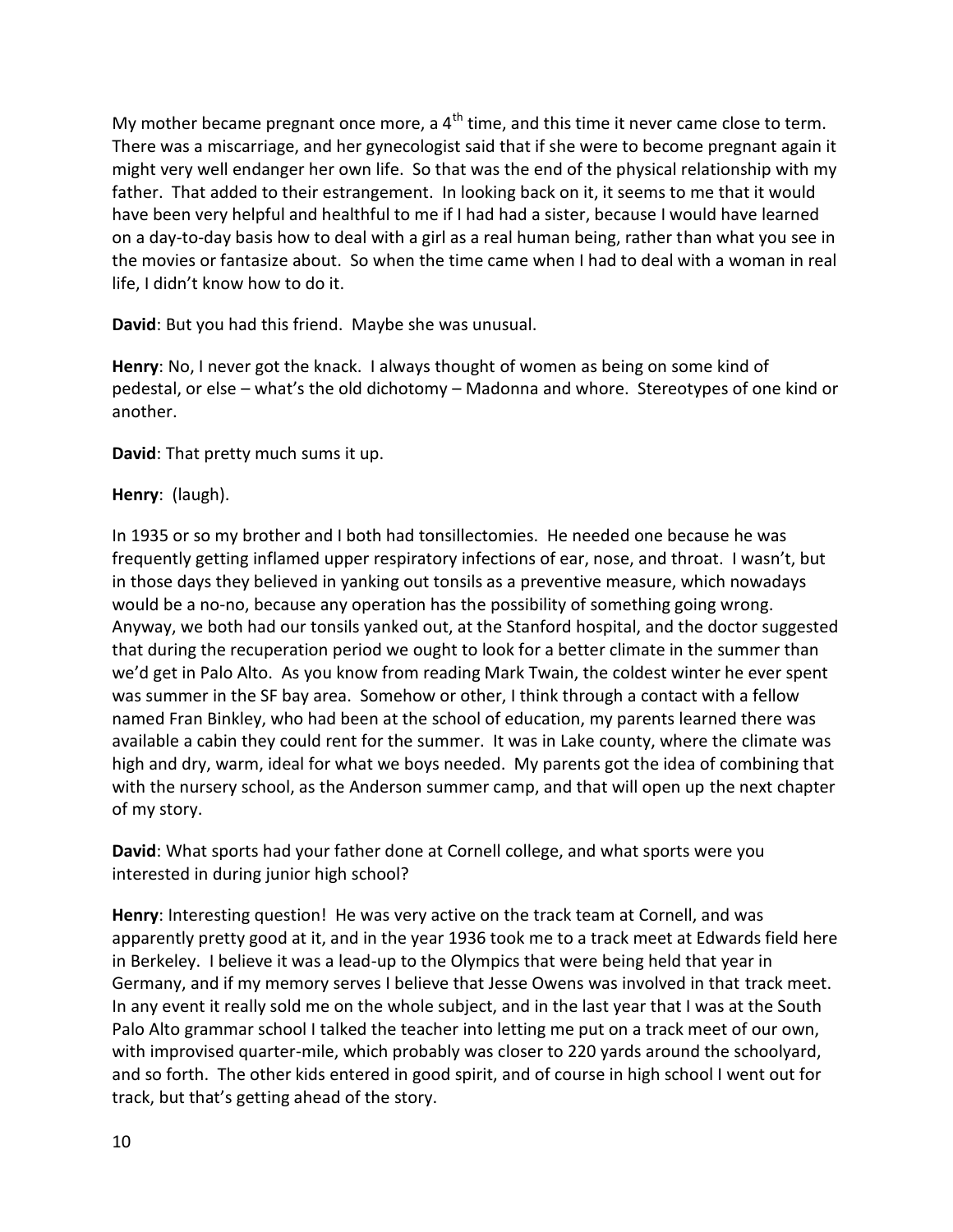My mother became pregnant once more, a 4th time, and this time it never came close to term. There was a miscarriage, and her gynecologist said that if she were to become pregnant again it might very well endanger her own life. So that was the end of the physical relationship with my father. That added to their estrangement. In looking back on it, it seems to me that it would have been very helpful and healthful to me if I had had a sister, because I would have learned on a day-to-day basis how to deal with a girl as a real human being, rather than what you see in the movies or fantasize about. So when the time came when I had to deal with a woman in real life, I didn't know how to do it.

**David**: But you had this friend. Maybe she was unusual.

**Henry**: No, I never got the knack. I always thought of women as being on some kind of pedestal, or else – what's the old dichotomy – Madonna and whore. Stereotypes of one kind or another.

**David**: That pretty much sums it up.

**Henry**: (laugh).

In 1935 or so my brother and I both had tonsillectomies. He needed one because he was frequently getting inflamed upper respiratory infections of ear, nose, and throat. I wasn't, but in those days they believed in yanking out tonsils as a preventive measure, which nowadays would be a no-no, because any operation has the possibility of something going wrong. Anyway, we both had our tonsils yanked out, at the Stanford hospital, and the doctor suggested that during the recuperation period we ought to look for a better climate in the summer than we'd get in Palo Alto. As you know from reading Mark Twain, the coldest winter he ever spent was summer in the SF bay area. Somehow or other, I think through a contact with a fellow named Fran Binkley, who had been at the school of education, my parents learned there was available a cabin they could rent for the summer. It was in Lake county, where the climate was high and dry, warm, ideal for what we boys needed. My parents got the idea of combining that with the nursery school, as the Anderson summer camp, and that will open up the next chapter of my story.

**David**: What sports had your father done at Cornell college, and what sports were you interested in during junior high school?

**Henry**: Interesting question! He was very active on the track team at Cornell, and was apparently pretty good at it, and in the year 1936 took me to a track meet at Edwards field here in Berkeley. I believe it was a lead-up to the Olympics that were being held that year in Germany, and if my memory serves I believe that Jesse Owens was involved in that track meet. In any event it really sold me on the whole subject, and in the last year that I was at the South Palo Alto grammar school I talked the teacher into letting me put on a track meet of our own, with improvised quarter-mile, which probably was closer to 220 yards around the schoolyard, and so forth. The other kids entered in good spirit, and of course in high school I went out for track, but that's getting ahead of the story.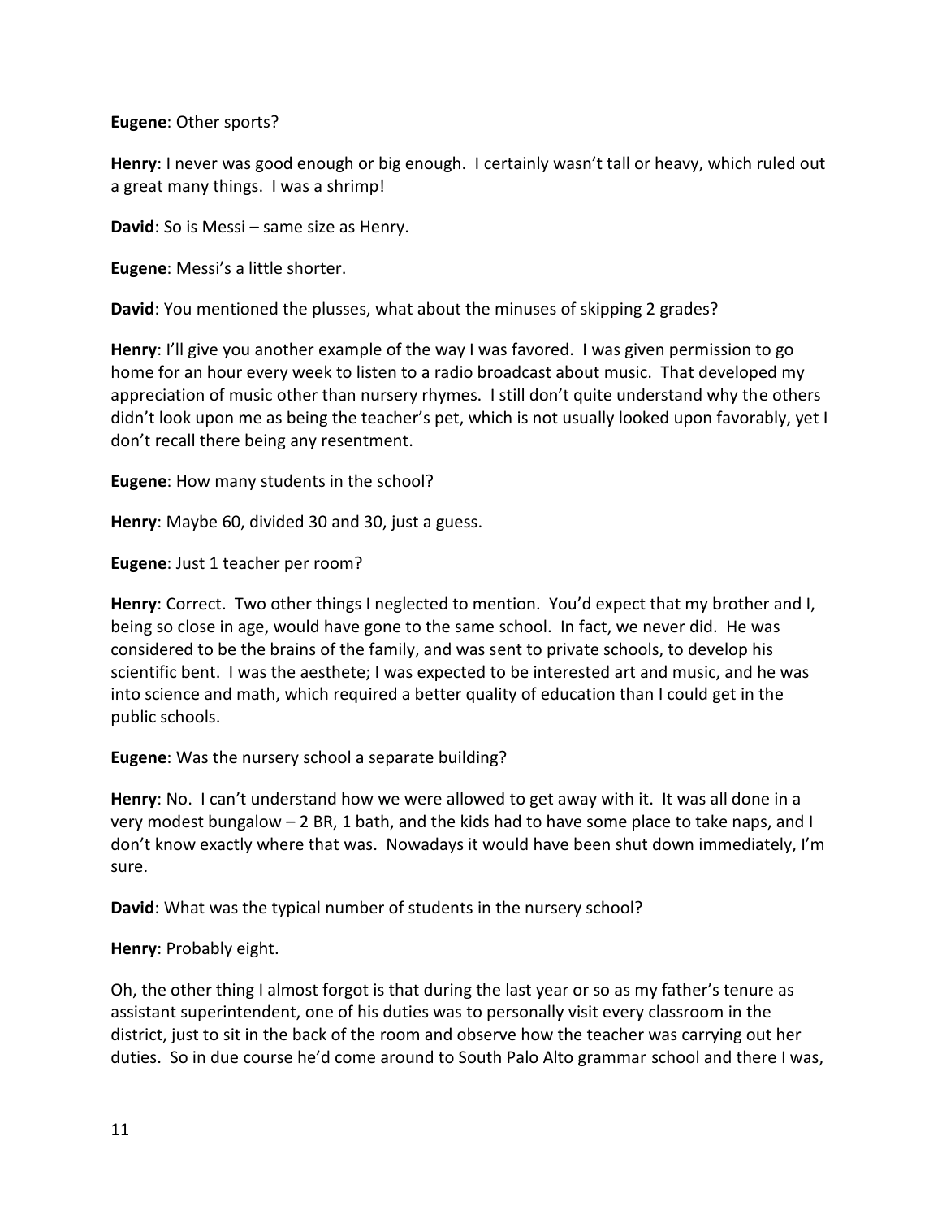**Eugene**: Other sports?

**Henry**: I never was good enough or big enough. I certainly wasn't tall or heavy, which ruled out a great many things. I was a shrimp!

**David**: So is Messi – same size as Henry.

**Eugene**: Messi's a little shorter.

**David**: You mentioned the plusses, what about the minuses of skipping 2 grades?

**Henry**: I'll give you another example of the way I was favored. I was given permission to go home for an hour every week to listen to a radio broadcast about music. That developed my appreciation of music other than nursery rhymes. I still don't quite understand why the others didn't look upon me as being the teacher's pet, which is not usually looked upon favorably, yet I don't recall there being any resentment.

**Eugene**: How many students in the school?

**Henry**: Maybe 60, divided 30 and 30, just a guess.

**Eugene**: Just 1 teacher per room?

**Henry**: Correct. Two other things I neglected to mention. You'd expect that my brother and I, being so close in age, would have gone to the same school. In fact, we never did. He was considered to be the brains of the family, and was sent to private schools, to develop his scientific bent. I was the aesthete; I was expected to be interested art and music, and he was into science and math, which required a better quality of education than I could get in the public schools.

**Eugene**: Was the nursery school a separate building?

**Henry**: No. I can't understand how we were allowed to get away with it. It was all done in a very modest bungalow – 2 BR, 1 bath, and the kids had to have some place to take naps, and I don't know exactly where that was. Nowadays it would have been shut down immediately, I'm sure.

**David**: What was the typical number of students in the nursery school?

**Henry**: Probably eight.

Oh, the other thing I almost forgot is that during the last year or so as my father's tenure as assistant superintendent, one of his duties was to personally visit every classroom in the district, just to sit in the back of the room and observe how the teacher was carrying out her duties. So in due course he'd come around to South Palo Alto grammar school and there I was,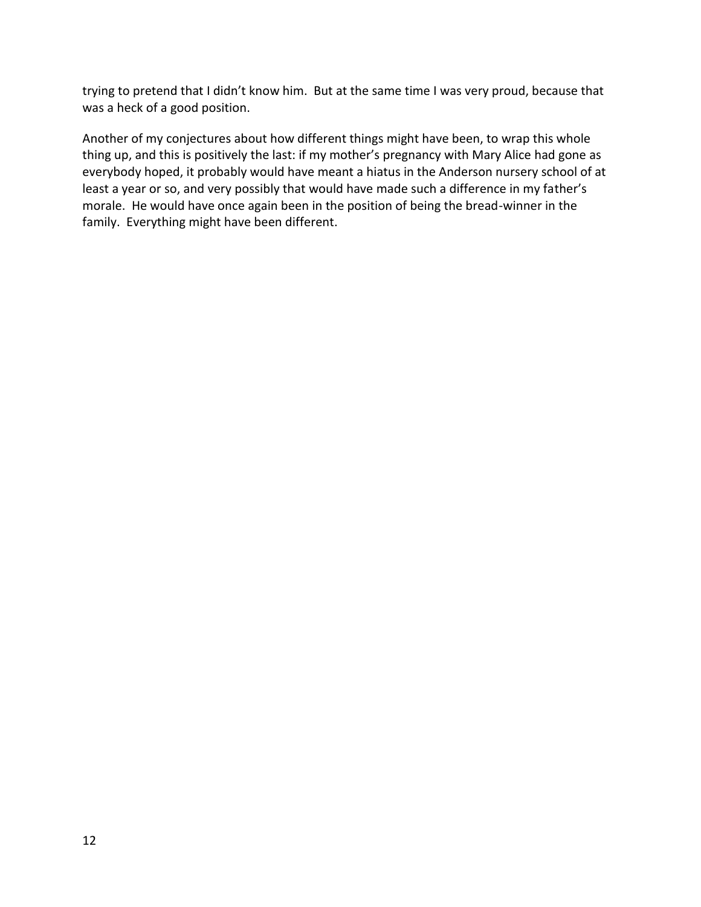trying to pretend that I didn't know him. But at the same time I was very proud, because that was a heck of a good position.

Another of my conjectures about how different things might have been, to wrap this whole thing up, and this is positively the last: if my mother's pregnancy with Mary Alice had gone as everybody hoped, it probably would have meant a hiatus in the Anderson nursery school of at least a year or so, and very possibly that would have made such a difference in my father's morale. He would have once again been in the position of being the bread-winner in the family. Everything might have been different.